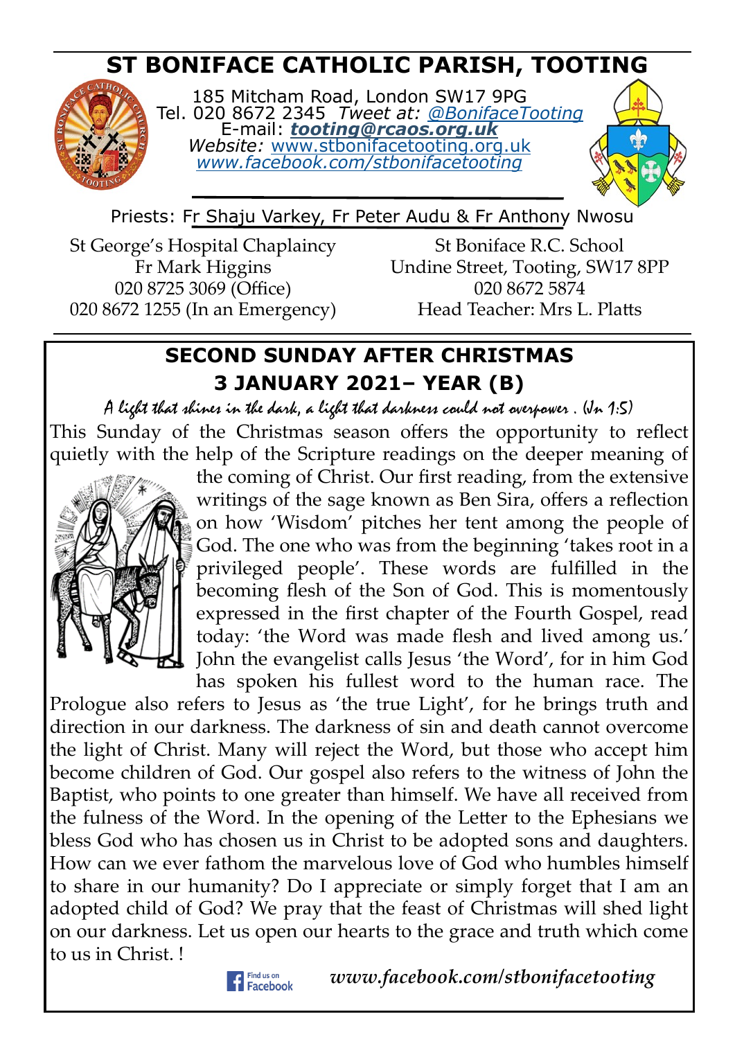# ST BONIFACE CATHOLIC PARISH, TOOTING

185 Mitcham Road, London SW17 9PG
Tel. 020 8672 2345 *Tweet at: @BonifaceTooting*
E-mail: ***tooting@rcaos.org.uk***
*Website:* www.stbonifacetooting.org.uk
*www.facebook.com/stbonifacetooting*

Priests: Fr Shaju Varkey, Fr Peter Audu & Fr Anthony Nwosu

St George's Hospital Chaplaincy
Fr Mark Higgins
020 8725 3069 (Office)
020 8672 1255 (In an Emergency)

St Boniface R.C. School
Undine Street, Tooting, SW17 8PP
020 8672 5874
Head Teacher: Mrs L. Platts

## SECOND SUNDAY AFTER CHRISTMAS
## 3 JANUARY 2021– YEAR (B)

*A light that shines in the dark, a light that darkness could not overpower . (Jn 1:5)*

This Sunday of the Christmas season offers the opportunity to reflect quietly with the help of the Scripture readings on the deeper meaning of the coming of Christ. Our first reading, from the extensive writings of the sage known as Ben Sira, offers a reflection on how 'Wisdom' pitches her tent among the people of God. The one who was from the beginning 'takes root in a privileged people'. These words are fulfilled in the becoming flesh of the Son of God. This is momentously expressed in the first chapter of the Fourth Gospel, read today: 'the Word was made flesh and lived among us.' John the evangelist calls Jesus 'the Word', for in him God has spoken his fullest word to the human race. The Prologue also refers to Jesus as 'the true Light', for he brings truth and direction in our darkness. The darkness of sin and death cannot overcome the light of Christ. Many will reject the Word, but those who accept him become children of God. Our gospel also refers to the witness of John the Baptist, who points to one greater than himself. We have all received from the fulness of the Word. In the opening of the Letter to the Ephesians we bless God who has chosen us in Christ to be adopted sons and daughters. How can we ever fathom the marvelous love of God who humbles himself to share in our humanity? Do I appreciate or simply forget that I am an adopted child of God? We pray that the feast of Christmas will shed light on our darkness. Let us open our hearts to the grace and truth which come to us in Christ. !

Find us on Facebook ***www.facebook.com/stbonifacetooting***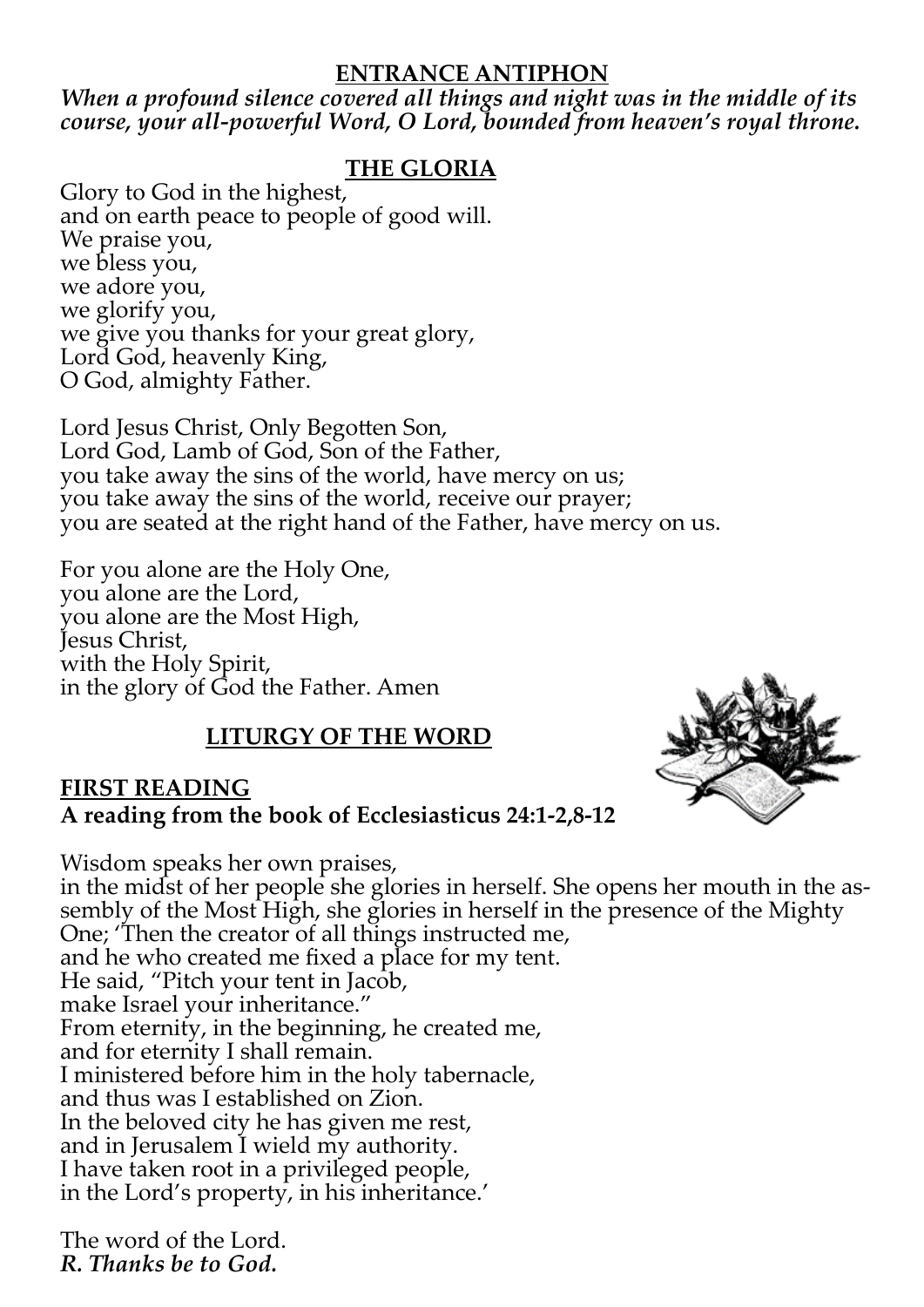## ENTRANCE ANTIPHON

***When a profound silence covered all things and night was in the middle of its course, your all-powerful Word, O Lord, bounded from heaven's royal throne.***

## THE GLORIA

Glory to God in the highest,
and on earth peace to people of good will.
We praise you,
we bless you,
we adore you,
we glorify you,
we give you thanks for your great glory,
Lord God, heavenly King,
O God, almighty Father.

Lord Jesus Christ, Only Begotten Son,
Lord God, Lamb of God, Son of the Father,
you take away the sins of the world, have mercy on us;
you take away the sins of the world, receive our prayer;
you are seated at the right hand of the Father, have mercy on us.

For you alone are the Holy One,
you alone are the Lord,
you alone are the Most High,
Jesus Christ,
with the Holy Spirit,
in the glory of God the Father. Amen

## LITURGY OF THE WORD

## FIRST READING

**A reading from the book of Ecclesiasticus 24:1-2,8-12**

Wisdom speaks her own praises,
in the midst of her people she glories in herself. She opens her mouth in the assembly of the Most High, she glories in herself in the presence of the Mighty One; 'Then the creator of all things instructed me,
and he who created me fixed a place for my tent.
He said, "Pitch your tent in Jacob,
make Israel your inheritance."
From eternity, in the beginning, he created me,
and for eternity I shall remain.
I ministered before him in the holy tabernacle,
and thus was I established on Zion.
In the beloved city he has given me rest,
and in Jerusalem I wield my authority.
I have taken root in a privileged people,
in the Lord's property, in his inheritance.'

The word of the Lord.
***R. Thanks be to God.***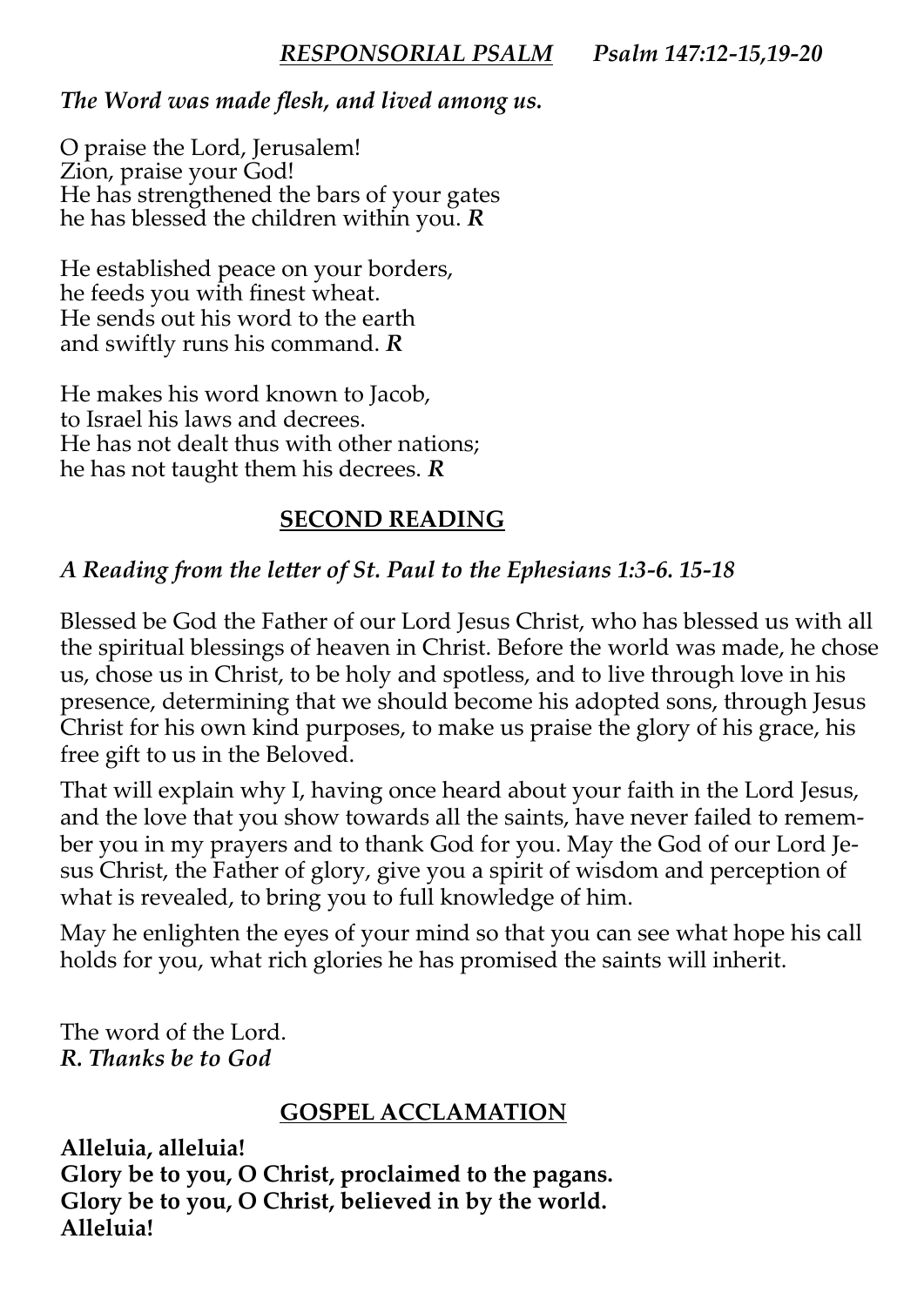***RESPONSORIAL PSALM*** ***Psalm 147:12-15,19-20***

***The Word was made flesh, and lived among us.***

O praise the Lord, Jerusalem!
Zion, praise your God!
He has strengthened the bars of your gates
he has blessed the children within you. ***R***

He established peace on your borders,
he feeds you with finest wheat.
He sends out his word to the earth
and swiftly runs his command. ***R***

He makes his word known to Jacob,
to Israel his laws and decrees.
He has not dealt thus with other nations;
he has not taught them his decrees. ***R***

## SECOND READING

***A Reading from the letter of St. Paul to the Ephesians 1:3-6. 15-18***

Blessed be God the Father of our Lord Jesus Christ, who has blessed us with all the spiritual blessings of heaven in Christ. Before the world was made, he chose us, chose us in Christ, to be holy and spotless, and to live through love in his presence, determining that we should become his adopted sons, through Jesus Christ for his own kind purposes, to make us praise the glory of his grace, his free gift to us in the Beloved.

That will explain why I, having once heard about your faith in the Lord Jesus, and the love that you show towards all the saints, have never failed to remember you in my prayers and to thank God for you. May the God of our Lord Jesus Christ, the Father of glory, give you a spirit of wisdom and perception of what is revealed, to bring you to full knowledge of him.

May he enlighten the eyes of your mind so that you can see what hope his call holds for you, what rich glories he has promised the saints will inherit.

The word of the Lord.
***R. Thanks be to God***

## GOSPEL ACCLAMATION

**Alleluia, alleluia!**
**Glory be to you, O Christ, proclaimed to the pagans.**
**Glory be to you, O Christ, believed in by the world.**
**Alleluia!**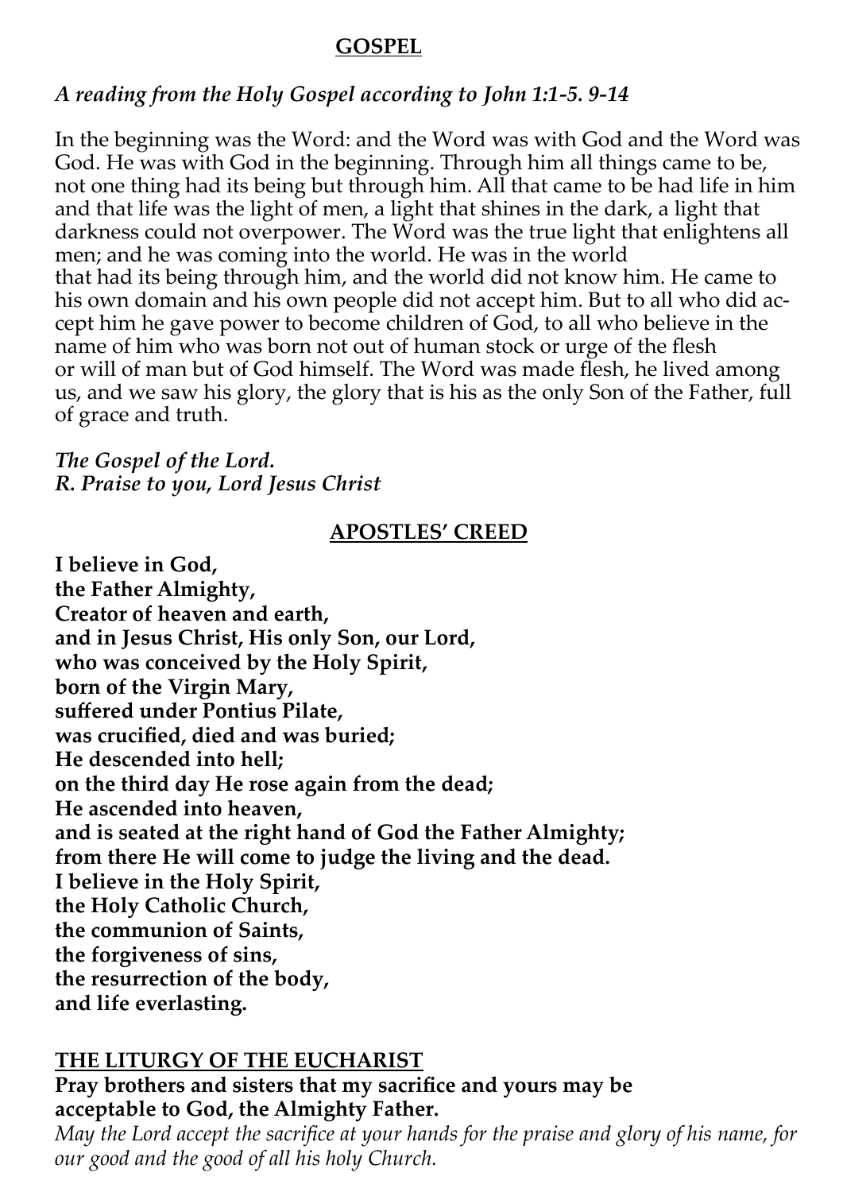## GOSPEL

*A reading from the Holy Gospel according to John 1:1-5. 9-14*

In the beginning was the Word: and the Word was with God and the Word was God. He was with God in the beginning. Through him all things came to be, not one thing had its being but through him. All that came to be had life in him and that life was the light of men, a light that shines in the dark, a light that darkness could not overpower. The Word was the true light that enlightens all men; and he was coming into the world. He was in the world that had its being through him, and the world did not know him. He came to his own domain and his own people did not accept him. But to all who did accept him he gave power to become children of God, to all who believe in the name of him who was born not out of human stock or urge of the flesh or will of man but of God himself. The Word was made flesh, he lived among us, and we saw his glory, the glory that is his as the only Son of the Father, full of grace and truth.

***The Gospel of the Lord.***
***R. Praise to you, Lord Jesus Christ***

## APOSTLES' CREED

**I believe in God,**
**the Father Almighty,**
**Creator of heaven and earth,**
**and in Jesus Christ, His only Son, our Lord,**
**who was conceived by the Holy Spirit,**
**born of the Virgin Mary,**
**suffered under Pontius Pilate,**
**was crucified, died and was buried;**
**He descended into hell;**
**on the third day He rose again from the dead;**
**He ascended into heaven,**
**and is seated at the right hand of God the Father Almighty;**
**from there He will come to judge the living and the dead.**
**I believe in the Holy Spirit,**
**the Holy Catholic Church,**
**the communion of Saints,**
**the forgiveness of sins,**
**the resurrection of the body,**
**and life everlasting.**

## THE LITURGY OF THE EUCHARIST

**Pray brothers and sisters that my sacrifice and yours may be acceptable to God, the Almighty Father.**

*May the Lord accept the sacrifice at your hands for the praise and glory of his name, for our good and the good of all his holy Church.*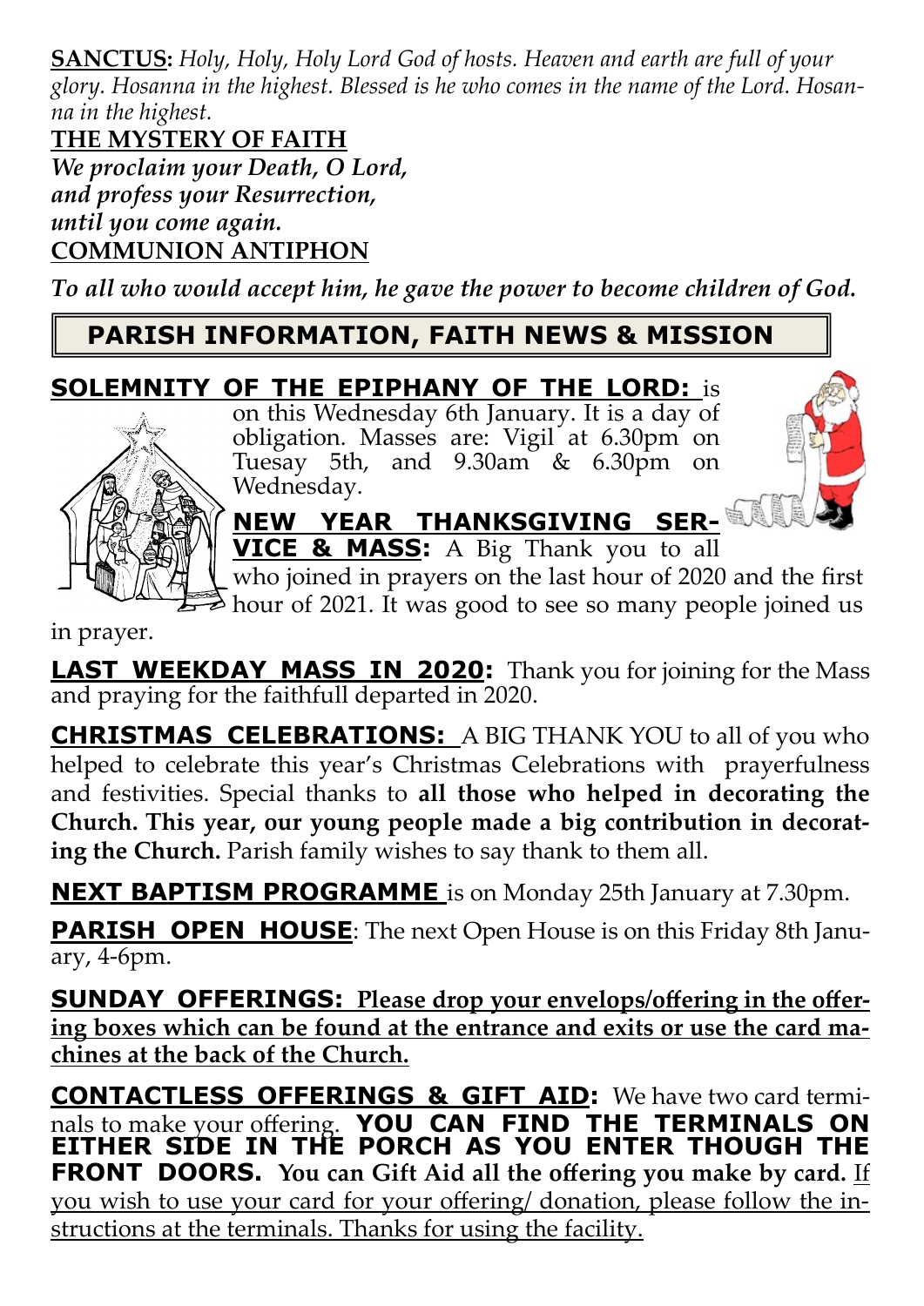**SANCTUS:** *Holy, Holy, Holy Lord God of hosts. Heaven and earth are full of your glory. Hosanna in the highest. Blessed is he who comes in the name of the Lord. Hosanna in the highest.*

**THE MYSTERY OF FAITH**

***We proclaim your Death, O Lord,***
***and profess your Resurrection,***
***until you come again.***

**COMMUNION ANTIPHON**

***To all who would accept him, he gave the power to become children of God.***

## PARISH INFORMATION, FAITH NEWS & MISSION

**SOLEMNITY OF THE EPIPHANY OF THE LORD:** is on this Wednesday 6th January. It is a day of obligation. Masses are: Vigil at 6.30pm on Tuesay 5th, and 9.30am & 6.30pm on Wednesday.

**NEW YEAR THANKSGIVING SERVICE & MASS:** A Big Thank you to all who joined in prayers on the last hour of 2020 and the first hour of 2021. It was good to see so many people joined us in prayer.

**LAST WEEKDAY MASS IN 2020:** Thank you for joining for the Mass and praying for the faithfull departed in 2020.

**CHRISTMAS CELEBRATIONS:** A BIG THANK YOU to all of you who helped to celebrate this year's Christmas Celebrations with prayerfulness and festivities. Special thanks to **all those who helped in decorating the Church. This year, our young people made a big contribution in decorating the Church.** Parish family wishes to say thank to them all.

**NEXT BAPTISM PROGRAMME** is on Monday 25th January at 7.30pm.

**PARISH OPEN HOUSE**: The next Open House is on this Friday 8th January, 4-6pm.

**SUNDAY OFFERINGS:** **Please drop your envelops/offering in the offering boxes which can be found at the entrance and exits or use the card machines at the back of the Church.**

**CONTACTLESS OFFERINGS & GIFT AID:** We have two card terminals to make your offering. **YOU CAN FIND THE TERMINALS ON EITHER SIDE IN THE PORCH AS YOU ENTER THOUGH THE FRONT DOORS. You can Gift Aid all the offering you make by card.** If you wish to use your card for your offering/ donation, please follow the instructions at the terminals. Thanks for using the facility.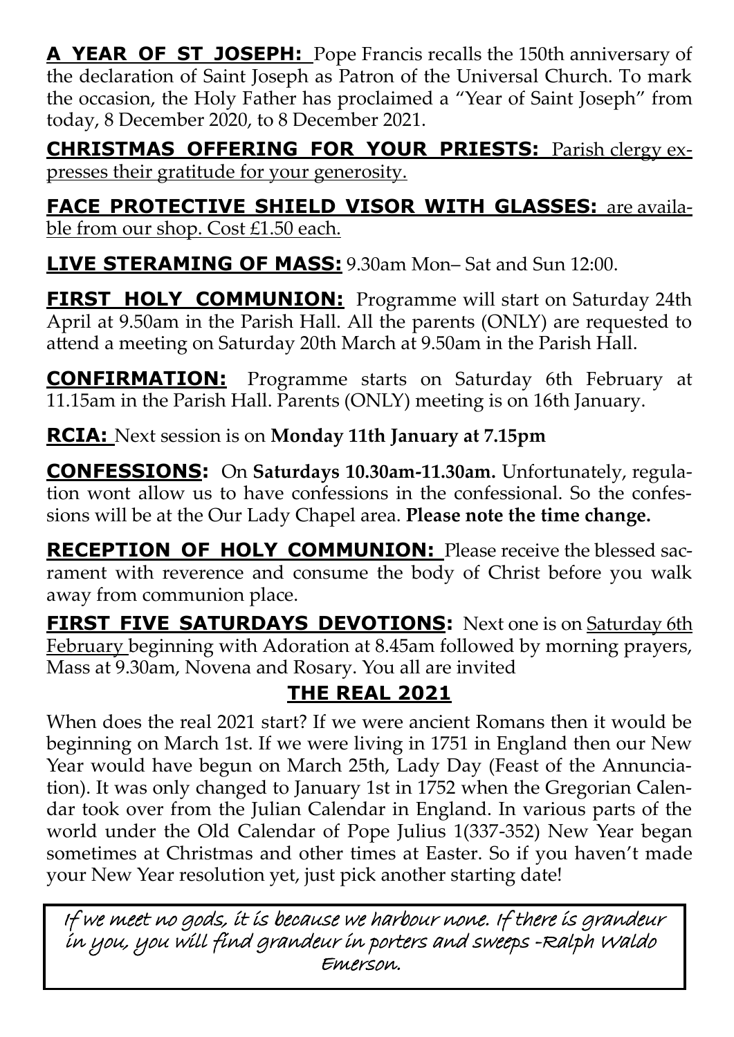**A YEAR OF ST JOSEPH:** Pope Francis recalls the 150th anniversary of the declaration of Saint Joseph as Patron of the Universal Church. To mark the occasion, the Holy Father has proclaimed a "Year of Saint Joseph" from today, 8 December 2020, to 8 December 2021.

**CHRISTMAS OFFERING FOR YOUR PRIESTS:** Parish clergy expresses their gratitude for your generosity.

**FACE PROTECTIVE SHIELD VISOR WITH GLASSES:** are available from our shop. Cost £1.50 each.

**LIVE STERAMING OF MASS:** 9.30am Mon– Sat and Sun 12:00.

**FIRST HOLY COMMUNION:** Programme will start on Saturday 24th April at 9.50am in the Parish Hall. All the parents (ONLY) are requested to attend a meeting on Saturday 20th March at 9.50am in the Parish Hall.

**CONFIRMATION:** Programme starts on Saturday 6th February at 11.15am in the Parish Hall. Parents (ONLY) meeting is on 16th January.

**RCIA:** Next session is on **Monday 11th January at 7.15pm**

**CONFESSIONS:** On **Saturdays 10.30am-11.30am.** Unfortunately, regulation wont allow us to have confessions in the confessional. So the confessions will be at the Our Lady Chapel area. **Please note the time change.**

**RECEPTION OF HOLY COMMUNION:** Please receive the blessed sacrament with reverence and consume the body of Christ before you walk away from communion place.

**FIRST FIVE SATURDAYS DEVOTIONS:** Next one is on Saturday 6th February beginning with Adoration at 8.45am followed by morning prayers, Mass at 9.30am, Novena and Rosary. You all are invited

## THE REAL 2021

When does the real 2021 start? If we were ancient Romans then it would be beginning on March 1st. If we were living in 1751 in England then our New Year would have begun on March 25th, Lady Day (Feast of the Annunciation). It was only changed to January 1st in 1752 when the Gregorian Calendar took over from the Julian Calendar in England. In various parts of the world under the Old Calendar of Pope Julius 1(337-352) New Year began sometimes at Christmas and other times at Easter. So if you haven't made your New Year resolution yet, just pick another starting date!

*If we meet no gods, it is because we harbour none. If there is grandeur in you, you will find grandeur in porters and sweeps -Ralph Waldo Emerson.*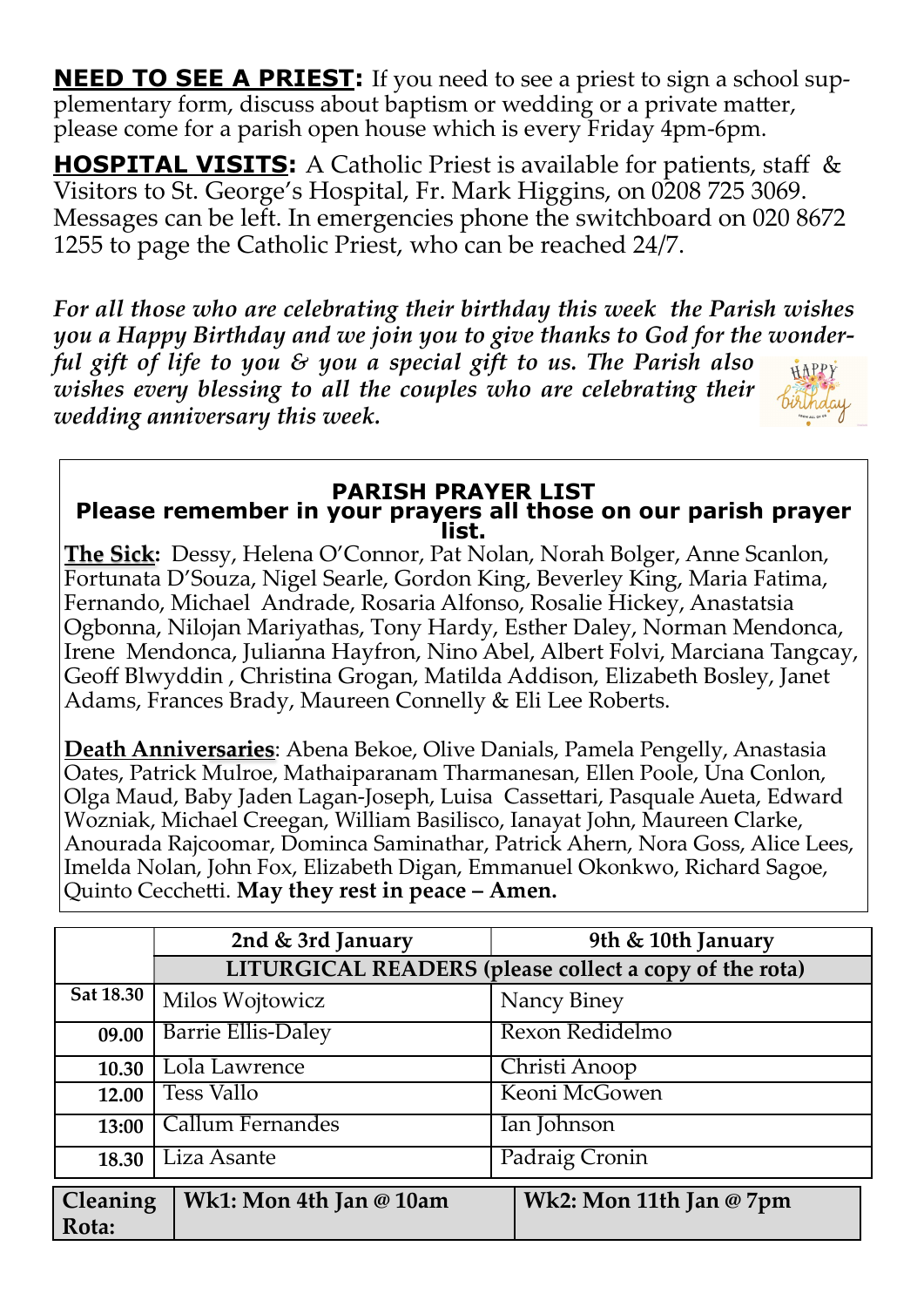**NEED TO SEE A PRIEST:** If you need to see a priest to sign a school supplementary form, discuss about baptism or wedding or a private matter, please come for a parish open house which is every Friday 4pm-6pm.

**HOSPITAL VISITS:** A Catholic Priest is available for patients, staff & Visitors to St. George's Hospital, Fr. Mark Higgins, on 0208 725 3069. Messages can be left. In emergencies phone the switchboard on 020 8672 1255 to page the Catholic Priest, who can be reached 24/7.

***For all those who are celebrating their birthday this week the Parish wishes you a Happy Birthday and we join you to give thanks to God for the wonderful gift of life to you & you a special gift to us. The Parish also wishes every blessing to all the couples who are celebrating their wedding anniversary this week.***

## PARISH PRAYER LIST

**Please remember in your prayers all those on our parish prayer list.**

**The Sick:** Dessy, Helena O'Connor, Pat Nolan, Norah Bolger, Anne Scanlon, Fortunata D'Souza, Nigel Searle, Gordon King, Beverley King, Maria Fatima, Fernando, Michael Andrade, Rosaria Alfonso, Rosalie Hickey, Anastatsia Ogbonna, Nilojan Mariyathas, Tony Hardy, Esther Daley, Norman Mendonca, Irene Mendonca, Julianna Hayfron, Nino Abel, Albert Folvi, Marciana Tangcay, Geoff Blwyddin , Christina Grogan, Matilda Addison, Elizabeth Bosley, Janet Adams, Frances Brady, Maureen Connelly & Eli Lee Roberts.

**Death Anniversaries**: Abena Bekoe, Olive Danials, Pamela Pengelly, Anastasia Oates, Patrick Mulroe, Mathaiparanam Tharmanesan, Ellen Poole, Una Conlon, Olga Maud, Baby Jaden Lagan-Joseph, Luisa Cassettari, Pasquale Aueta, Edward Wozniak, Michael Creegan, William Basilisco, Ianayat John, Maureen Clarke, Anourada Rajcoomar, Dominca Saminathar, Patrick Ahern, Nora Goss, Alice Lees, Imelda Nolan, John Fox, Elizabeth Digan, Emmanuel Okonkwo, Richard Sagoe, Quinto Cecchetti. **May they rest in peace – Amen.**

| | 2nd & 3rd January | 9th & 10th January |
|---|---|---|
| | **LITURGICAL READERS (please collect a copy of the rota)** | |
| **Sat 18.30** | Milos Wojtowicz | Nancy Biney |
| **09.00** | Barrie Ellis-Daley | Rexon Redidelmo |
| **10.30** | Lola Lawrence | Christi Anoop |
| **12.00** | Tess Vallo | Keoni McGowen |
| **13:00** | Callum Fernandes | Ian Johnson |
| **18.30** | Liza Asante | Padraig Cronin |

| **Cleaning Rota:** | **Wk1: Mon 4th Jan @ 10am** | **Wk2: Mon 11th Jan @ 7pm** |
|---|---|---|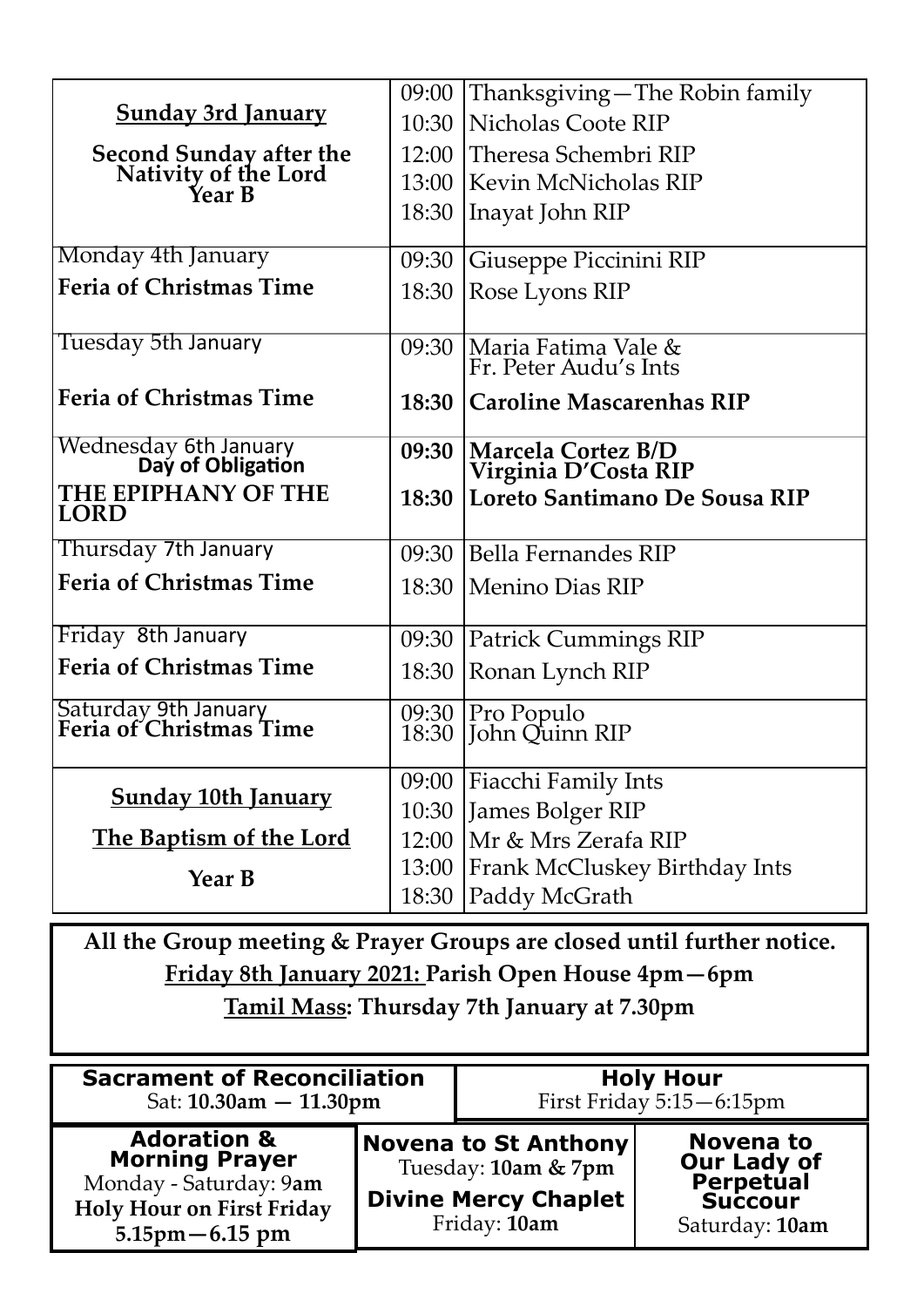| | | |
|---|---|---|
| **Sunday 3rd January**<br>**Second Sunday after the Nativity of the Lord Year B** | 09:00<br>10:30<br>12:00<br>13:00<br>18:30 | Thanksgiving—The Robin family<br>Nicholas Coote RIP<br>Theresa Schembri RIP<br>Kevin McNicholas RIP<br>Inayat John RIP |
| Monday 4th January<br>**Feria of Christmas Time** | 09:30<br>18:30 | Giuseppe Piccinini RIP<br>Rose Lyons RIP |
| Tuesday 5th January<br>**Feria of Christmas Time** | 09:30<br>**18:30** | Maria Fatima Vale & Fr. Peter Audu's Ints<br>**Caroline Mascarenhas RIP** |
| Wednesday 6th January **Day of Obligation**<br>**THE EPIPHANY OF THE LORD** | **09:30**<br>**18:30** | **Marcela Cortez B/D Virginia D'Costa RIP**<br>**Loreto Santimano De Sousa RIP** |
| Thursday 7th January<br>**Feria of Christmas Time** | 09:30<br>18:30 | Bella Fernandes RIP<br>Menino Dias RIP |
| Friday 8th January<br>**Feria of Christmas Time** | 09:30<br>18:30 | Patrick Cummings RIP<br>Ronan Lynch RIP |
| Saturday 9th January<br>**Feria of Christmas Time** | 09:30<br>18:30 | Pro Populo<br>John Quinn RIP |
| **Sunday 10th January**<br>**The Baptism of the Lord**<br>**Year B** | 09:00<br>10:30<br>12:00<br>13:00<br>18:30 | Fiacchi Family Ints<br>James Bolger RIP<br>Mr & Mrs Zerafa RIP<br>Frank McCluskey Birthday Ints<br>Paddy McGrath |

**All the Group meeting & Prayer Groups are closed until further notice.**

**Friday 8th January 2021: Parish Open House 4pm—6pm**

**Tamil Mass: Thursday 7th January at 7.30pm**

**Sacrament of Reconciliation**
Sat: **10.30am — 11.30pm**

**Holy Hour**
First Friday 5:15—6:15pm

**Adoration & Morning Prayer**
Monday - Saturday: 9**am**
**Holy Hour on First Friday 5.15pm—6.15 pm**

**Novena to St Anthony**
Tuesday: **10am & 7pm**

**Divine Mercy Chaplet**
Friday: **10am**

**Novena to Our Lady of Perpetual Succour**
Saturday: **10am**